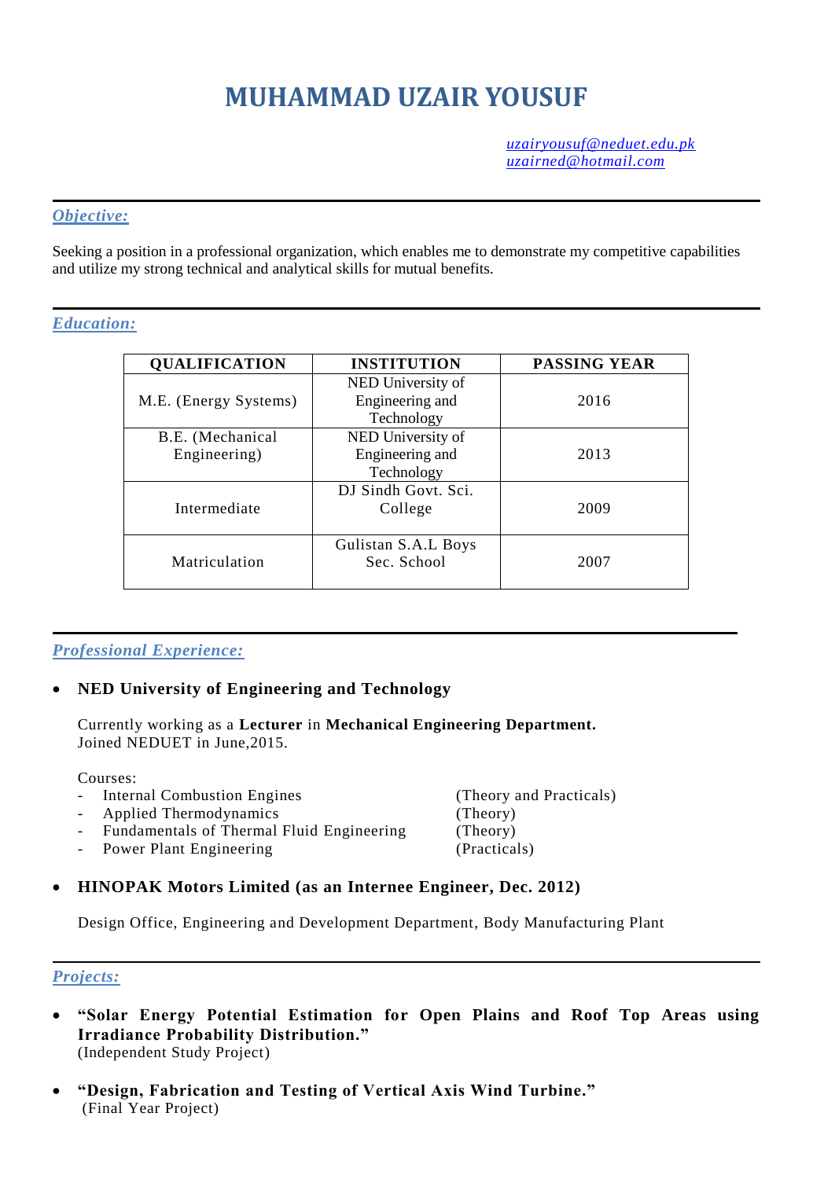# MUHAMMAD UZAIR YOUSUF

uzairyousuf@neduet.edu.pk
uzairned@hotmail.com

## *Objective:*

Seeking a position in a professional organization, which enables me to demonstrate my competitive capabilities and utilize my strong technical and analytical skills for mutual benefits.

## *Education:*

| QUALIFICATION | INSTITUTION | PASSING YEAR |
|---|---|---|
| M.E. (Energy Systems) | NED University of Engineering and Technology | 2016 |
| B.E. (Mechanical Engineering) | NED University of Engineering and Technology | 2013 |
| Intermediate | DJ Sindh Govt. Sci. College | 2009 |
| Matriculation | Gulistan S.A.L Boys Sec. School | 2007 |

## *Professional Experience:*

- **NED University of Engineering and Technology**

  Currently working as a **Lecturer** in **Mechanical Engineering Department.**
  Joined NEDUET in June,2015.

  Courses:
  - Internal Combustion Engines (Theory and Practicals)
  - Applied Thermodynamics (Theory)
  - Fundamentals of Thermal Fluid Engineering (Theory)
  - Power Plant Engineering (Practicals)

- **HINOPAK Motors Limited (as an Internee Engineer, Dec. 2012)**

  Design Office, Engineering and Development Department, Body Manufacturing Plant

## *Projects:*

- **"Solar Energy Potential Estimation for Open Plains and Roof Top Areas using Irradiance Probability Distribution."**
  (Independent Study Project)

- **"Design, Fabrication and Testing of Vertical Axis Wind Turbine."**
  (Final Year Project)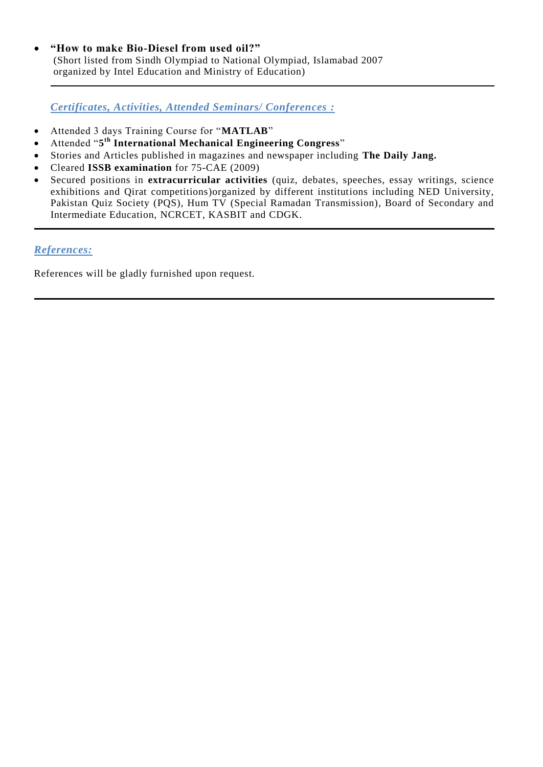- **"How to make Bio-Diesel from used oil?"**
  (Short listed from Sindh Olympiad to National Olympiad, Islamabad 2007 organized by Intel Education and Ministry of Education)

---

### *Certificates, Activities, Attended Seminars/ Conferences :*

- Attended 3 days Training Course for "**MATLAB**"
- Attended "**5th International Mechanical Engineering Congress**"
- Stories and Articles published in magazines and newspaper including **The Daily Jang.**
- Cleared **ISSB examination** for 75-CAE (2009)
- Secured positions in **extracurricular activities** (quiz, debates, speeches, essay writings, science exhibitions and Qirat competitions)organized by different institutions including NED University, Pakistan Quiz Society (PQS), Hum TV (Special Ramadan Transmission), Board of Secondary and Intermediate Education, NCRCET, KASBIT and CDGK.

---

### *References:*

References will be gladly furnished upon request.

---